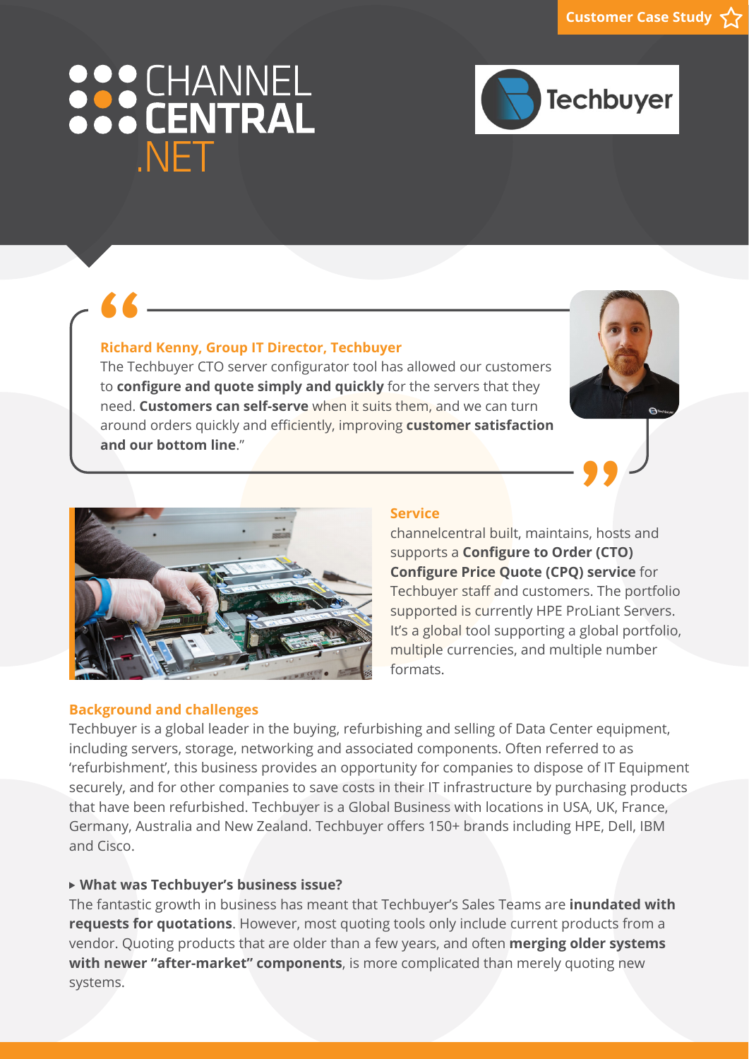Customer Case Study

CHANNEL CENTRAL .NET

Techbuyer

**Richard Kenny, Group IT Director, Techbuyer**

"The Techbuyer CTO server configurator tool has allowed our customers to **configure and quote simply and quickly** for the servers that they need. **Customers can self-serve** when it suits them, and we can turn around orders quickly and efficiently, improving **customer satisfaction and our bottom line**."

## Service

channelcentral built, maintains, hosts and supports a **Configure to Order (CTO) Configure Price Quote (CPQ) service** for Techbuyer staff and customers. The portfolio supported is currently HPE ProLiant Servers. It's a global tool supporting a global portfolio, multiple currencies, and multiple number formats.

## Background and challenges

Techbuyer is a global leader in the buying, refurbishing and selling of Data Center equipment, including servers, storage, networking and associated components. Often referred to as 'refurbishment', this business provides an opportunity for companies to dispose of IT Equipment securely, and for other companies to save costs in their IT infrastructure by purchasing products that have been refurbished. Techbuyer is a Global Business with locations in USA, UK, France, Germany, Australia and New Zealand. Techbuyer offers 150+ brands including HPE, Dell, IBM and Cisco.

### ▸ What was Techbuyer's business issue?

The fantastic growth in business has meant that Techbuyer's Sales Teams are **inundated with requests for quotations**. However, most quoting tools only include current products from a vendor. Quoting products that are older than a few years, and often **merging older systems with newer "after-market" components**, is more complicated than merely quoting new systems.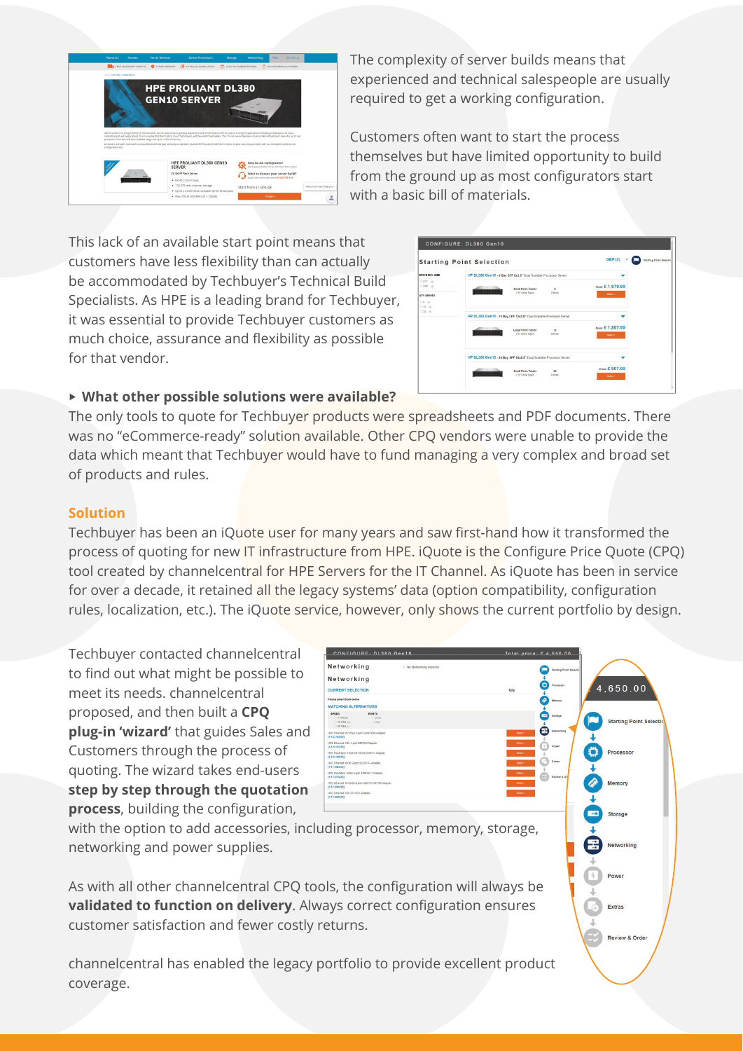The complexity of server builds means that experienced and technical salespeople are usually required to get a working configuration.

Customers often want to start the process themselves but have limited opportunity to build from the ground up as most configurators start with a basic bill of materials.

This lack of an available start point means that customers have less flexibility than can actually be accommodated by Techbuyer's Technical Build Specialists. As HPE is a leading brand for Techbuyer, it was essential to provide Techbuyer customers as much choice, assurance and flexibility as possible for that vendor.

**▸ What other possible solutions were available?**

The only tools to quote for Techbuyer products were spreadsheets and PDF documents. There was no "eCommerce-ready" solution available. Other CPQ vendors were unable to provide the data which meant that Techbuyer would have to fund managing a very complex and broad set of products and rules.

## Solution

Techbuyer has been an iQuote user for many years and saw first-hand how it transformed the process of quoting for new IT infrastructure from HPE. iQuote is the Configure Price Quote (CPQ) tool created by channelcentral for HPE Servers for the IT Channel. As iQuote has been in service for over a decade, it retained all the legacy systems' data (option compatibility, configuration rules, localization, etc.). The iQuote service, however, only shows the current portfolio by design.

Techbuyer contacted channelcentral to find out what might be possible to meet its needs. channelcentral proposed, and then built a **CPQ plug-in 'wizard'** that guides Sales and Customers through the process of quoting. The wizard takes end-users **step by step through the quotation process**, building the configuration, with the option to add accessories, including processor, memory, storage, networking and power supplies.

As with all other channelcentral CPQ tools, the configuration will always be **validated to function on delivery**. Always correct configuration ensures customer satisfaction and fewer costly returns.

channelcentral has enabled the legacy portfolio to provide excellent product coverage.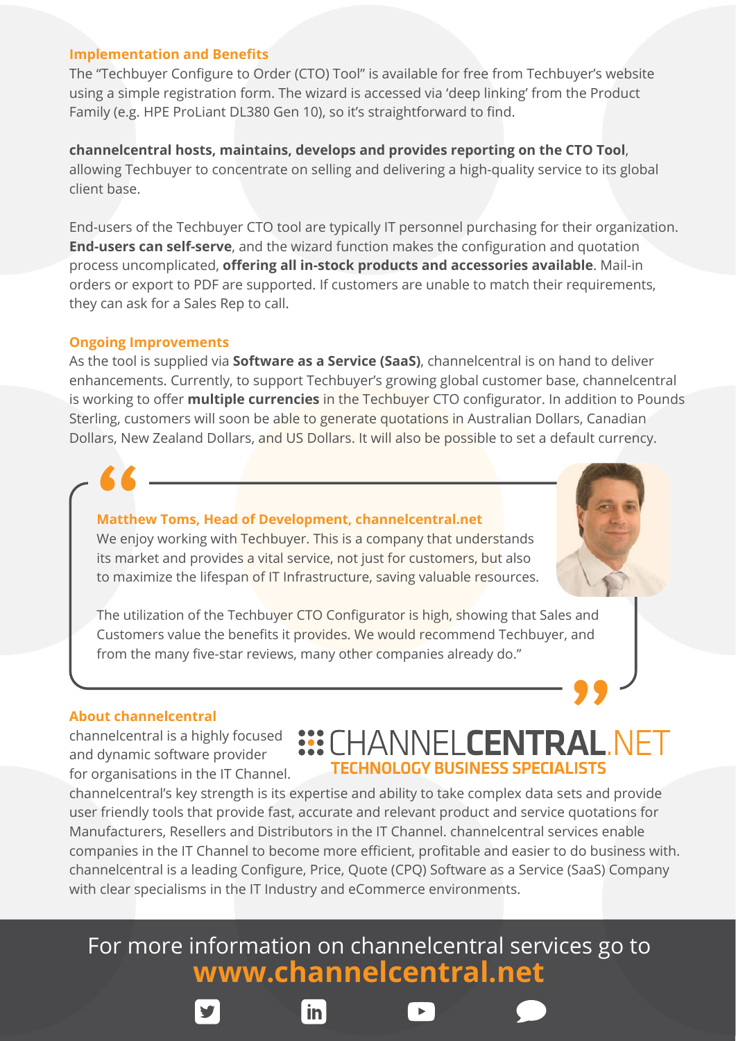### Implementation and Benefits

The "Techbuyer Configure to Order (CTO) Tool" is available for free from Techbuyer's website using a simple registration form. The wizard is accessed via 'deep linking' from the Product Family (e.g. HPE ProLiant DL380 Gen 10), so it's straightforward to find.

**channelcentral hosts, maintains, develops and provides reporting on the CTO Tool**, allowing Techbuyer to concentrate on selling and delivering a high-quality service to its global client base.

End-users of the Techbuyer CTO tool are typically IT personnel purchasing for their organization. **End-users can self-serve**, and the wizard function makes the configuration and quotation process uncomplicated, **offering all in-stock products and accessories available**. Mail-in orders or export to PDF are supported. If customers are unable to match their requirements, they can ask for a Sales Rep to call.

### Ongoing Improvements

As the tool is supplied via **Software as a Service (SaaS)**, channelcentral is on hand to deliver enhancements. Currently, to support Techbuyer's growing global customer base, channelcentral is working to offer **multiple currencies** in the Techbuyer CTO configurator. In addition to Pounds Sterling, customers will soon be able to generate quotations in Australian Dollars, Canadian Dollars, New Zealand Dollars, and US Dollars. It will also be possible to set a default currency.

> **Matthew Toms, Head of Development, channelcentral.net**
>
> We enjoy working with Techbuyer. This is a company that understands its market and provides a vital service, not just for customers, but also to maximize the lifespan of IT Infrastructure, saving valuable resources.
>
> The utilization of the Techbuyer CTO Configurator is high, showing that Sales and Customers value the benefits it provides. We would recommend Techbuyer, and from the many five-star reviews, many other companies already do."

### About channelcentral

CHANNELCENTRAL.NET
TECHNOLOGY BUSINESS SPECIALISTS

channelcentral is a highly focused and dynamic software provider for organisations in the IT Channel. channelcentral's key strength is its expertise and ability to take complex data sets and provide user friendly tools that provide fast, accurate and relevant product and service quotations for Manufacturers, Resellers and Distributors in the IT Channel. channelcentral services enable companies in the IT Channel to become more efficient, profitable and easier to do business with. channelcentral is a leading Configure, Price, Quote (CPQ) Software as a Service (SaaS) Company with clear specialisms in the IT Industry and eCommerce environments.

For more information on channelcentral services go to
**www.channelcentral.net**